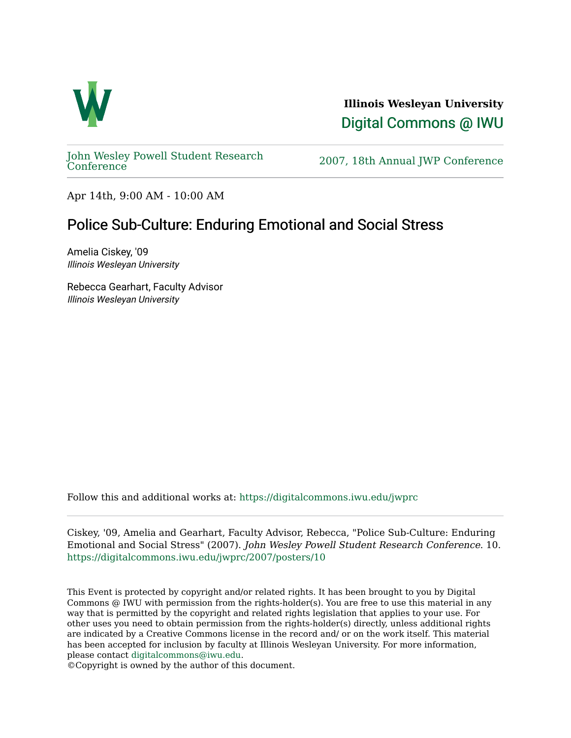**Illinois Wesleyan University**

Digital Commons @ IWU

John Wesley Powell Student Research Conference

2007, 18th Annual JWP Conference

Apr 14th, 9:00 AM - 10:00 AM

# Police Sub-Culture: Enduring Emotional and Social Stress

Amelia Ciskey, '09
*Illinois Wesleyan University*

Rebecca Gearhart, Faculty Advisor
*Illinois Wesleyan University*

Follow this and additional works at: https://digitalcommons.iwu.edu/jwprc

Ciskey, '09, Amelia and Gearhart, Faculty Advisor, Rebecca, "Police Sub-Culture: Enduring Emotional and Social Stress" (2007). *John Wesley Powell Student Research Conference*. 10.
https://digitalcommons.iwu.edu/jwprc/2007/posters/10

This Event is protected by copyright and/or related rights. It has been brought to you by Digital Commons @ IWU with permission from the rights-holder(s). You are free to use this material in any way that is permitted by the copyright and related rights legislation that applies to your use. For other uses you need to obtain permission from the rights-holder(s) directly, unless additional rights are indicated by a Creative Commons license in the record and/ or on the work itself. This material has been accepted for inclusion by faculty at Illinois Wesleyan University. For more information, please contact digitalcommons@iwu.edu.
©Copyright is owned by the author of this document.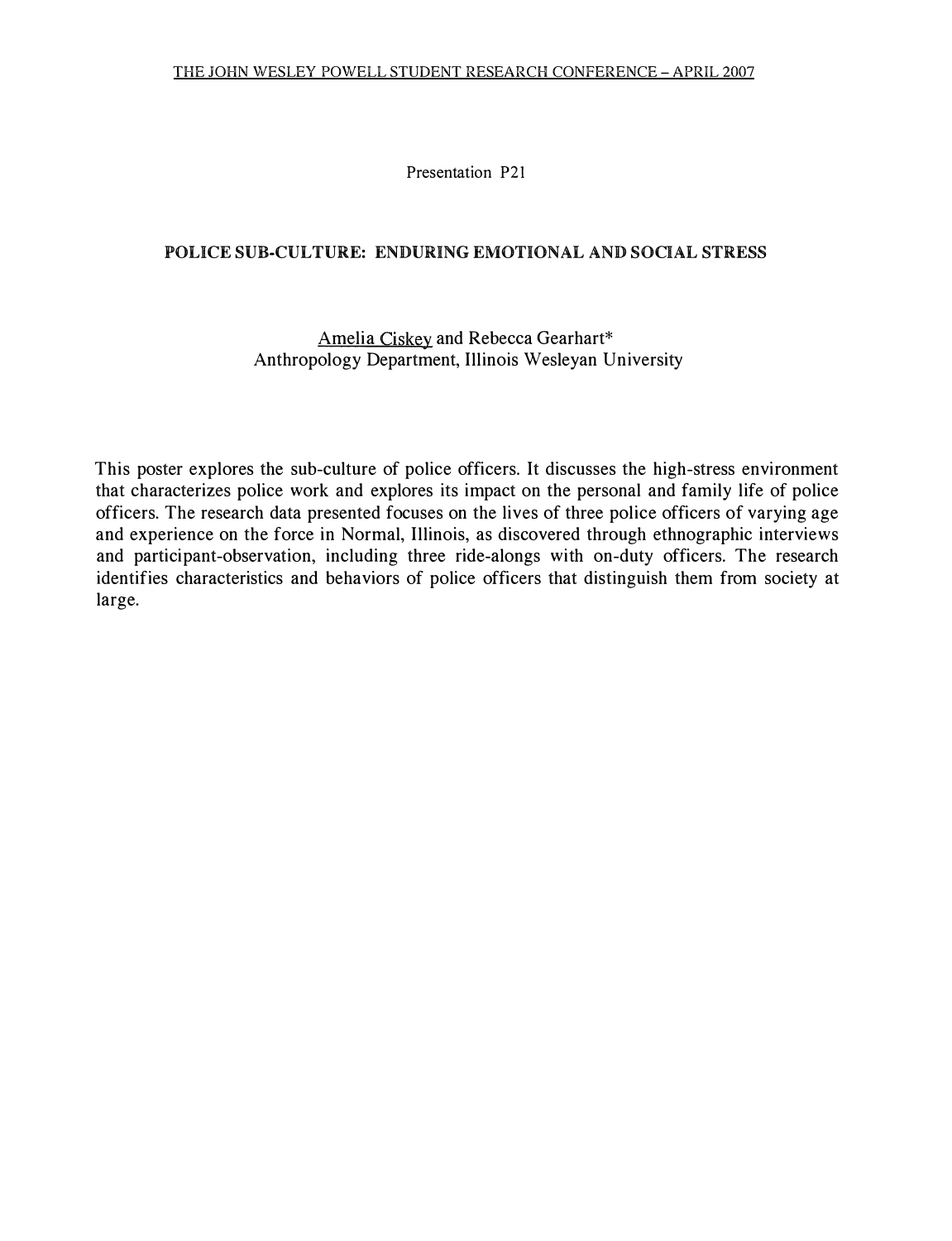Presentation P21

**POLICE SUB-CULTURE: ENDURING EMOTIONAL AND SOCIAL STRESS**

Amelia Ciskey and Rebecca Gearhart*
Anthropology Department, Illinois Wesleyan University

This poster explores the sub-culture of police officers. It discusses the high-stress environment that characterizes police work and explores its impact on the personal and family life of police officers. The research data presented focuses on the lives of three police officers of varying age and experience on the force in Normal, Illinois, as discovered through ethnographic interviews and participant-observation, including three ride-alongs with on-duty officers. The research identifies characteristics and behaviors of police officers that distinguish them from society at large.